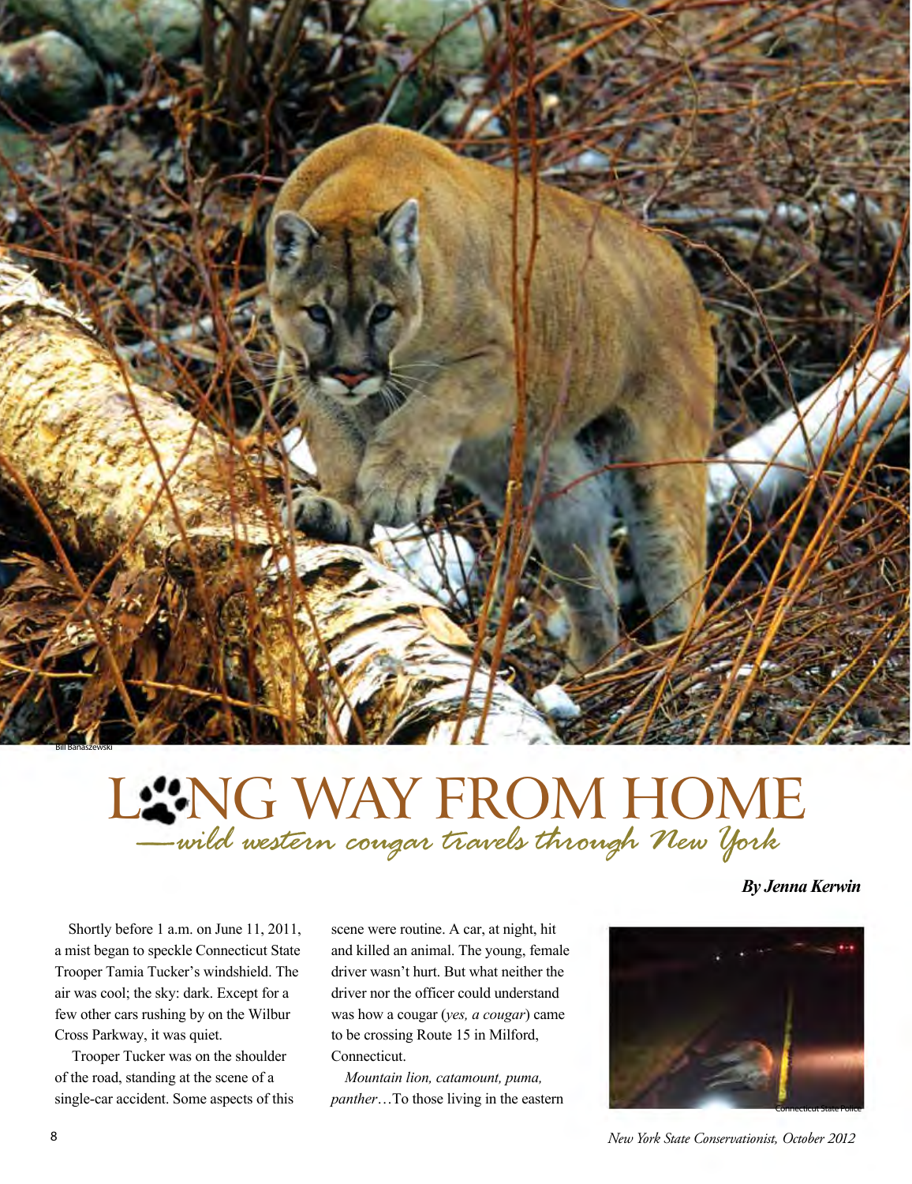Bill Banaszewski

# LONG WAY FROM HOME

## —wild western cougar travels through New York

***By Jenna Kerwin***

Shortly before 1 a.m. on June 11, 2011, a mist began to speckle Connecticut State Trooper Tamia Tucker's windshield. The air was cool; the sky: dark. Except for a few other cars rushing by on the Wilbur Cross Parkway, it was quiet.

Trooper Tucker was on the shoulder of the road, standing at the scene of a single-car accident. Some aspects of this scene were routine. A car, at night, hit and killed an animal. The young, female driver wasn't hurt. But what neither the driver nor the officer could understand was how a cougar (*yes, a cougar*) came to be crossing Route 15 in Milford, Connecticut.

*Mountain lion, catamount, puma, panther*…To those living in the eastern

Connecticut State Police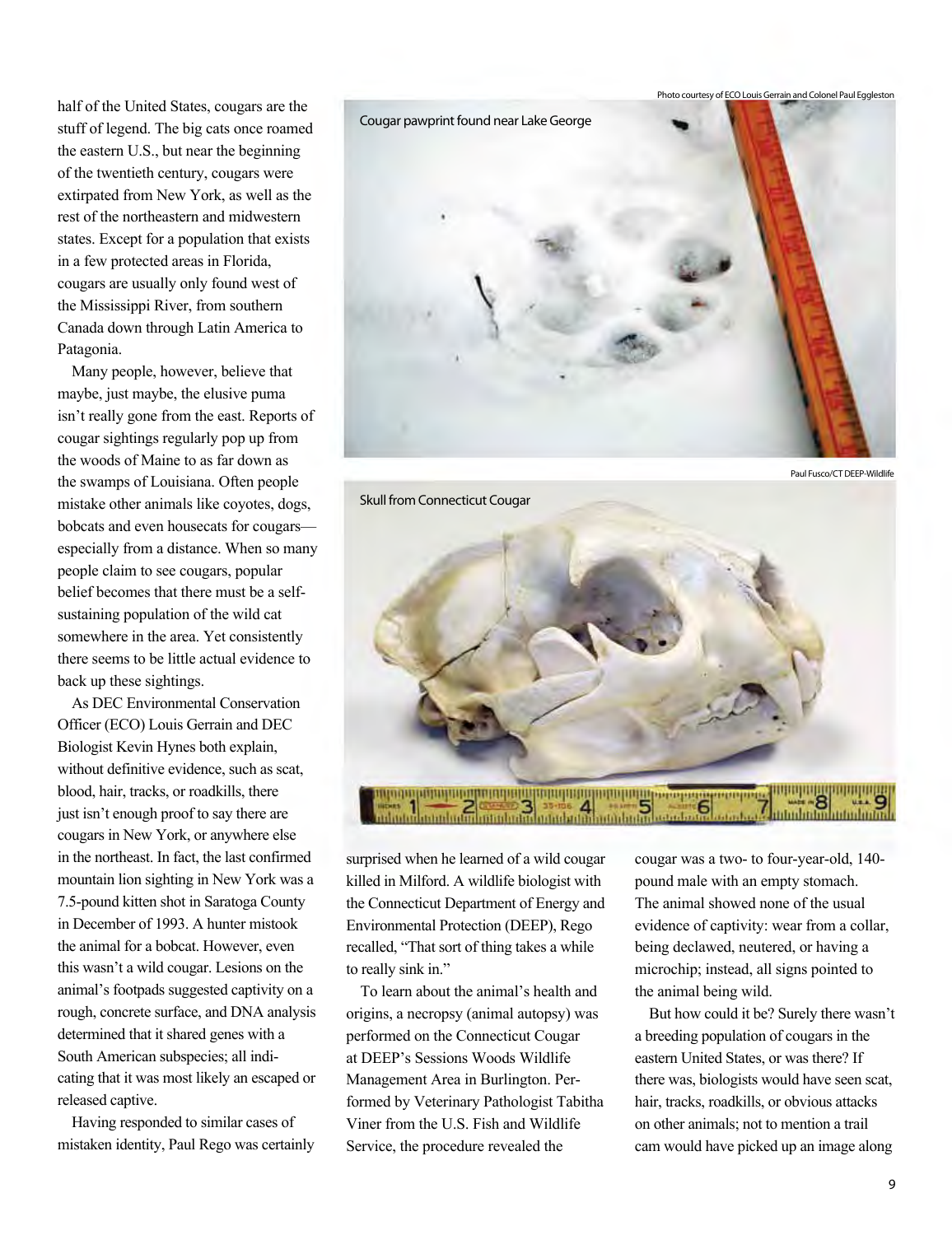half of the United States, cougars are the stuff of legend. The big cats once roamed the eastern U.S., but near the beginning of the twentieth century, cougars were extirpated from New York, as well as the rest of the northeastern and midwestern states. Except for a population that exists in a few protected areas in Florida, cougars are usually only found west of the Mississippi River, from southern Canada down through Latin America to Patagonia.

Many people, however, believe that maybe, just maybe, the elusive puma isn't really gone from the east. Reports of cougar sightings regularly pop up from the woods of Maine to as far down as the swamps of Louisiana. Often people mistake other animals like coyotes, dogs, bobcats and even housecats for cougars—especially from a distance. When so many people claim to see cougars, popular belief becomes that there must be a self-sustaining population of the wild cat somewhere in the area. Yet consistently there seems to be little actual evidence to back up these sightings.

As DEC Environmental Conservation Officer (ECO) Louis Gerrain and DEC Biologist Kevin Hynes both explain, without definitive evidence, such as scat, blood, hair, tracks, or roadkills, there just isn't enough proof to say there are cougars in New York, or anywhere else in the northeast. In fact, the last confirmed mountain lion sighting in New York was a 7.5-pound kitten shot in Saratoga County in December of 1993. A hunter mistook the animal for a bobcat. However, even this wasn't a wild cougar. Lesions on the animal's footpads suggested captivity on a rough, concrete surface, and DNA analysis determined that it shared genes with a South American subspecies; all indicating that it was most likely an escaped or released captive.

Having responded to similar cases of mistaken identity, Paul Rego was certainly surprised when he learned of a wild cougar killed in Milford. A wildlife biologist with the Connecticut Department of Energy and Environmental Protection (DEEP), Rego recalled, "That sort of thing takes a while to really sink in."

To learn about the animal's health and origins, a necropsy (animal autopsy) was performed on the Connecticut Cougar at DEEP's Sessions Woods Wildlife Management Area in Burlington. Performed by Veterinary Pathologist Tabitha Viner from the U.S. Fish and Wildlife Service, the procedure revealed the cougar was a two- to four-year-old, 140-pound male with an empty stomach. The animal showed none of the usual evidence of captivity: wear from a collar, being declawed, neutered, or having a microchip; instead, all signs pointed to the animal being wild.

But how could it be? Surely there wasn't a breeding population of cougars in the eastern United States, or was there? If there was, biologists would have seen scat, hair, tracks, roadkills, or obvious attacks on other animals; not to mention a trail cam would have picked up an image along

Photo courtesy of ECO Louis Gerrain and Colonel Paul Eggleston

Cougar pawprint found near Lake George

Paul Fusco/CT DEEP-Wildlife

Skull from Connecticut Cougar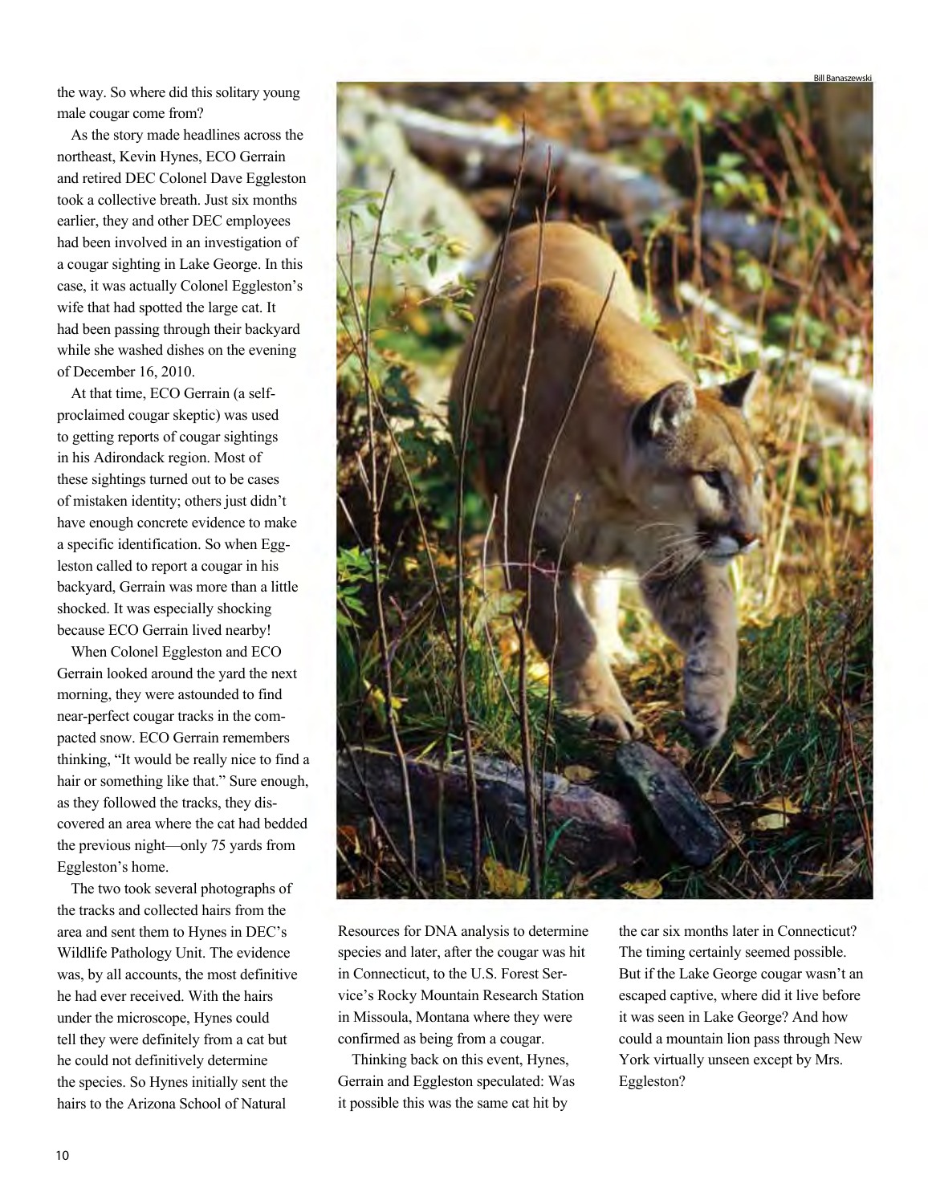the way. So where did this solitary young male cougar come from?

As the story made headlines across the northeast, Kevin Hynes, ECO Gerrain and retired DEC Colonel Dave Eggleston took a collective breath. Just six months earlier, they and other DEC employees had been involved in an investigation of a cougar sighting in Lake George. In this case, it was actually Colonel Eggleston's wife that had spotted the large cat. It had been passing through their backyard while she washed dishes on the evening of December 16, 2010.

At that time, ECO Gerrain (a self-proclaimed cougar skeptic) was used to getting reports of cougar sightings in his Adirondack region. Most of these sightings turned out to be cases of mistaken identity; others just didn't have enough concrete evidence to make a specific identification. So when Eggleston called to report a cougar in his backyard, Gerrain was more than a little shocked. It was especially shocking because ECO Gerrain lived nearby!

When Colonel Eggleston and ECO Gerrain looked around the yard the next morning, they were astounded to find near-perfect cougar tracks in the compacted snow. ECO Gerrain remembers thinking, "It would be really nice to find a hair or something like that." Sure enough, as they followed the tracks, they discovered an area where the cat had bedded the previous night—only 75 yards from Eggleston's home.

The two took several photographs of the tracks and collected hairs from the area and sent them to Hynes in DEC's Wildlife Pathology Unit. The evidence was, by all accounts, the most definitive he had ever received. With the hairs under the microscope, Hynes could tell they were definitely from a cat but he could not definitively determine the species. So Hynes initially sent the hairs to the Arizona School of Natural Resources for DNA analysis to determine species and later, after the cougar was hit in Connecticut, to the U.S. Forest Service's Rocky Mountain Research Station in Missoula, Montana where they were confirmed as being from a cougar.

Thinking back on this event, Hynes, Gerrain and Eggleston speculated: Was it possible this was the same cat hit by the car six months later in Connecticut? The timing certainly seemed possible. But if the Lake George cougar wasn't an escaped captive, where did it live before it was seen in Lake George? And how could a mountain lion pass through New York virtually unseen except by Mrs. Eggleston?

Bill Banaszewski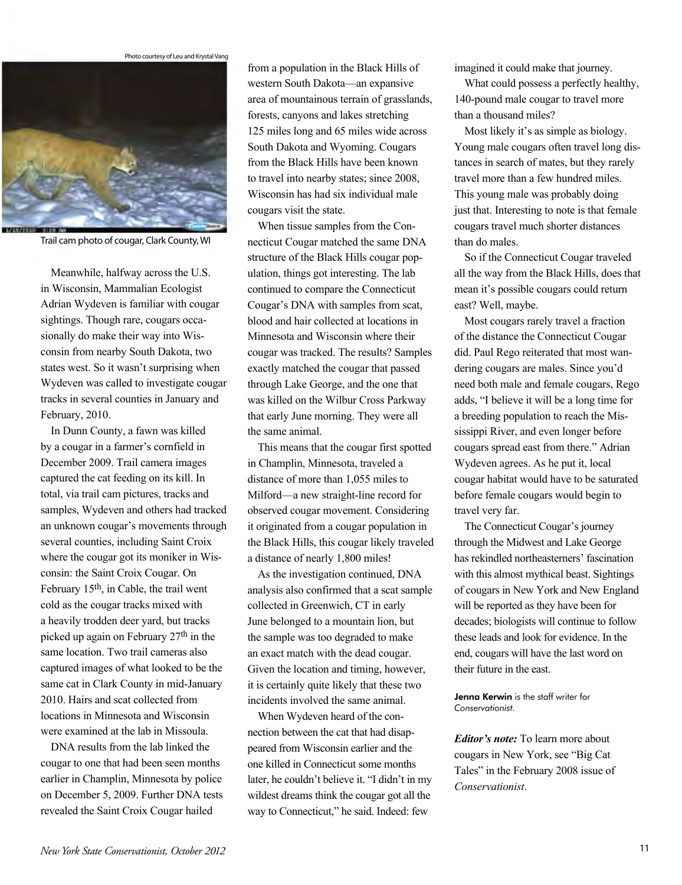Photo courtesy of Leu and Krystal Vang

Trail cam photo of cougar, Clark County, WI

Meanwhile, halfway across the U.S. in Wisconsin, Mammalian Ecologist Adrian Wydeven is familiar with cougar sightings. Though rare, cougars occasionally do make their way into Wisconsin from nearby South Dakota, two states west. So it wasn't surprising when Wydeven was called to investigate cougar tracks in several counties in January and February, 2010.

In Dunn County, a fawn was killed by a cougar in a farmer's cornfield in December 2009. Trail camera images captured the cat feeding on its kill. In total, via trail cam pictures, tracks and samples, Wydeven and others had tracked an unknown cougar's movements through several counties, including Saint Croix where the cougar got its moniker in Wisconsin: the Saint Croix Cougar. On February 15th, in Cable, the trail went cold as the cougar tracks mixed with a heavily trodden deer yard, but tracks picked up again on February 27th in the same location. Two trail cameras also captured images of what looked to be the same cat in Clark County in mid-January 2010. Hairs and scat collected from locations in Minnesota and Wisconsin were examined at the lab in Missoula.

DNA results from the lab linked the cougar to one that had been seen months earlier in Champlin, Minnesota by police on December 5, 2009. Further DNA tests revealed the Saint Croix Cougar hailed from a population in the Black Hills of western South Dakota—an expansive area of mountainous terrain of grasslands, forests, canyons and lakes stretching 125 miles long and 65 miles wide across South Dakota and Wyoming. Cougars from the Black Hills have been known to travel into nearby states; since 2008, Wisconsin has had six individual male cougars visit the state.

When tissue samples from the Connecticut Cougar matched the same DNA structure of the Black Hills cougar population, things got interesting. The lab continued to compare the Connecticut Cougar's DNA with samples from scat, blood and hair collected at locations in Minnesota and Wisconsin where their cougar was tracked. The results? Samples exactly matched the cougar that passed through Lake George, and the one that was killed on the Wilbur Cross Parkway that early June morning. They were all the same animal.

This means that the cougar first spotted in Champlin, Minnesota, traveled a distance of more than 1,055 miles to Milford—a new straight-line record for observed cougar movement. Considering it originated from a cougar population in the Black Hills, this cougar likely traveled a distance of nearly 1,800 miles!

As the investigation continued, DNA analysis also confirmed that a scat sample collected in Greenwich, CT in early June belonged to a mountain lion, but the sample was too degraded to make an exact match with the dead cougar. Given the location and timing, however, it is certainly quite likely that these two incidents involved the same animal.

When Wydeven heard of the connection between the cat that had disappeared from Wisconsin earlier and the one killed in Connecticut some months later, he couldn't believe it. "I didn't in my wildest dreams think the cougar got all the way to Connecticut," he said. Indeed: few imagined it could make that journey.

What could possess a perfectly healthy, 140-pound male cougar to travel more than a thousand miles?

Most likely it's as simple as biology. Young male cougars often travel long distances in search of mates, but they rarely travel more than a few hundred miles. This young male was probably doing just that. Interesting to note is that female cougars travel much shorter distances than do males.

So if the Connecticut Cougar traveled all the way from the Black Hills, does that mean it's possible cougars could return east? Well, maybe.

Most cougars rarely travel a fraction of the distance the Connecticut Cougar did. Paul Rego reiterated that most wandering cougars are males. Since you'd need both male and female cougars, Rego adds, "I believe it will be a long time for a breeding population to reach the Mississippi River, and even longer before cougars spread east from there." Adrian Wydeven agrees. As he put it, local cougar habitat would have to be saturated before female cougars would begin to travel very far.

The Connecticut Cougar's journey through the Midwest and Lake George has rekindled northeasterners' fascination with this almost mythical beast. Sightings of cougars in New York and New England will be reported as they have been for decades; biologists will continue to follow these leads and look for evidence. In the end, cougars will have the last word on their future in the east.

**Jenna Kerwin** is the staff writer for *Conservationist.*

***Editor's note:*** To learn more about cougars in New York, see "Big Cat Tales" in the February 2008 issue of *Conservationist*.